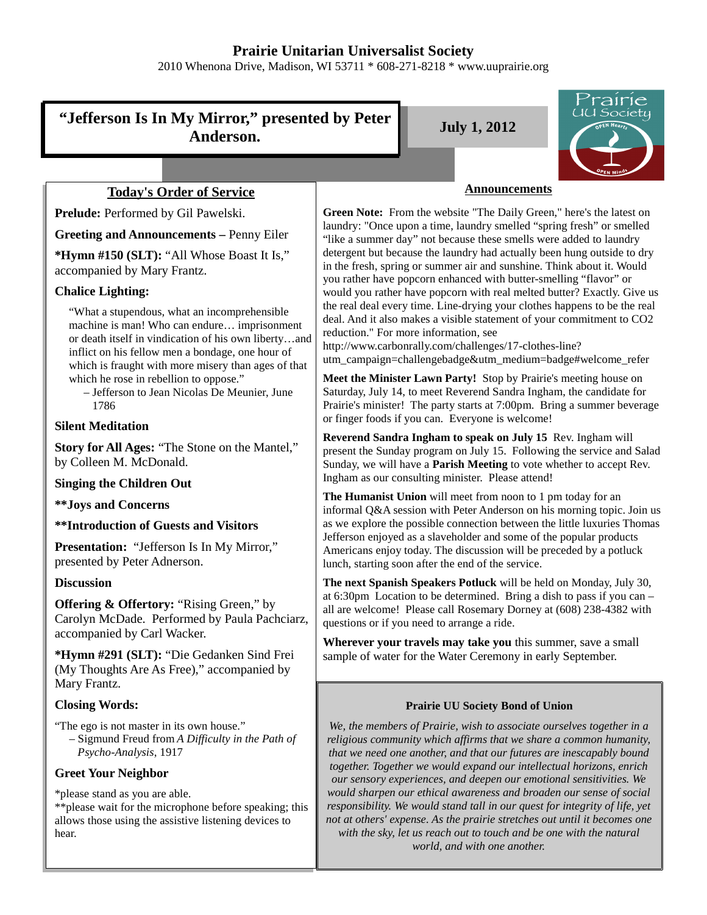# Prairie Unitarian Universalist Society

2010 Whenona Drive, Madison, WI 53711 * 608-271-8218 * www.uuprairie.org

## "Jefferson Is In My Mirror," presented by Peter Anderson.

**July 1, 2012**

### Today's Order of Service

**Prelude:** Performed by Gil Pawelski.

**Greeting and Announcements –** Penny Eiler

***Hymn #150 (SLT):** "All Whose Boast It Is," accompanied by Mary Frantz.

**Chalice Lighting:**

"What a stupendous, what an incomprehensible machine is man! Who can endure… imprisonment or death itself in vindication of his own liberty…and inflict on his fellow men a bondage, one hour of which is fraught with more misery than ages of that which he rose in rebellion to oppose."
– Jefferson to Jean Nicolas De Meunier, June 1786

**Silent Meditation**

**Story for All Ages:** "The Stone on the Mantel," by Colleen M. McDonald.

**Singing the Children Out**

****Joys and Concerns**

****Introduction of Guests and Visitors**

**Presentation:** "Jefferson Is In My Mirror," presented by Peter Adnerson.

**Discussion**

**Offering & Offertory:** "Rising Green," by Carolyn McDade. Performed by Paula Pachciarz, accompanied by Carl Wacker.

***Hymn #291 (SLT):** "Die Gedanken Sind Frei (My Thoughts Are As Free)," accompanied by Mary Frantz.

**Closing Words:**

"The ego is not master in its own house."
– Sigmund Freud from *A Difficulty in the Path of Psycho-Analysis*, 1917

**Greet Your Neighbor**

*please stand as you are able.
**please wait for the microphone before speaking; this allows those using the assistive listening devices to hear.

### Announcements

**Green Note:** From the website "The Daily Green," here's the latest on laundry: "Once upon a time, laundry smelled "spring fresh" or smelled "like a summer day" not because these smells were added to laundry detergent but because the laundry had actually been hung outside to dry in the fresh, spring or summer air and sunshine. Think about it. Would you rather have popcorn enhanced with butter-smelling "flavor" or would you rather have popcorn with real melted butter? Exactly. Give us the real deal every time. Line-drying your clothes happens to be the real deal. And it also makes a visible statement of your commitment to $CO_2$ reduction." For more information, see http://www.carbonrally.com/challenges/17-clothes-line?utm_campaign=challengebadge&utm_medium=badge#welcome_refer

**Meet the Minister Lawn Party!** Stop by Prairie's meeting house on Saturday, July 14, to meet Reverend Sandra Ingham, the candidate for Prairie's minister! The party starts at 7:00pm. Bring a summer beverage or finger foods if you can. Everyone is welcome!

**Reverend Sandra Ingham to speak on July 15** Rev. Ingham will present the Sunday program on July 15. Following the service and Salad Sunday, we will have a **Parish Meeting** to vote whether to accept Rev. Ingham as our consulting minister. Please attend!

**The Humanist Union** will meet from noon to 1 pm today for an informal Q&A session with Peter Anderson on his morning topic. Join us as we explore the possible connection between the little luxuries Thomas Jefferson enjoyed as a slaveholder and some of the popular products Americans enjoy today. The discussion will be preceded by a potluck lunch, starting soon after the end of the service.

**The next Spanish Speakers Potluck** will be held on Monday, July 30, at 6:30pm Location to be determined. Bring a dish to pass if you can – all are welcome! Please call Rosemary Dorney at (608) 238-4382 with questions or if you need to arrange a ride.

**Wherever your travels may take you** this summer, save a small sample of water for the Water Ceremony in early September.

#### Prairie UU Society Bond of Union

*We, the members of Prairie, wish to associate ourselves together in a religious community which affirms that we share a common humanity, that we need one another, and that our futures are inescapably bound together. Together we would expand our intellectual horizons, enrich our sensory experiences, and deepen our emotional sensitivities. We would sharpen our ethical awareness and broaden our sense of social responsibility. We would stand tall in our quest for integrity of life, yet not at others' expense. As the prairie stretches out until it becomes one with the sky, let us reach out to touch and be one with the natural world, and with one another.*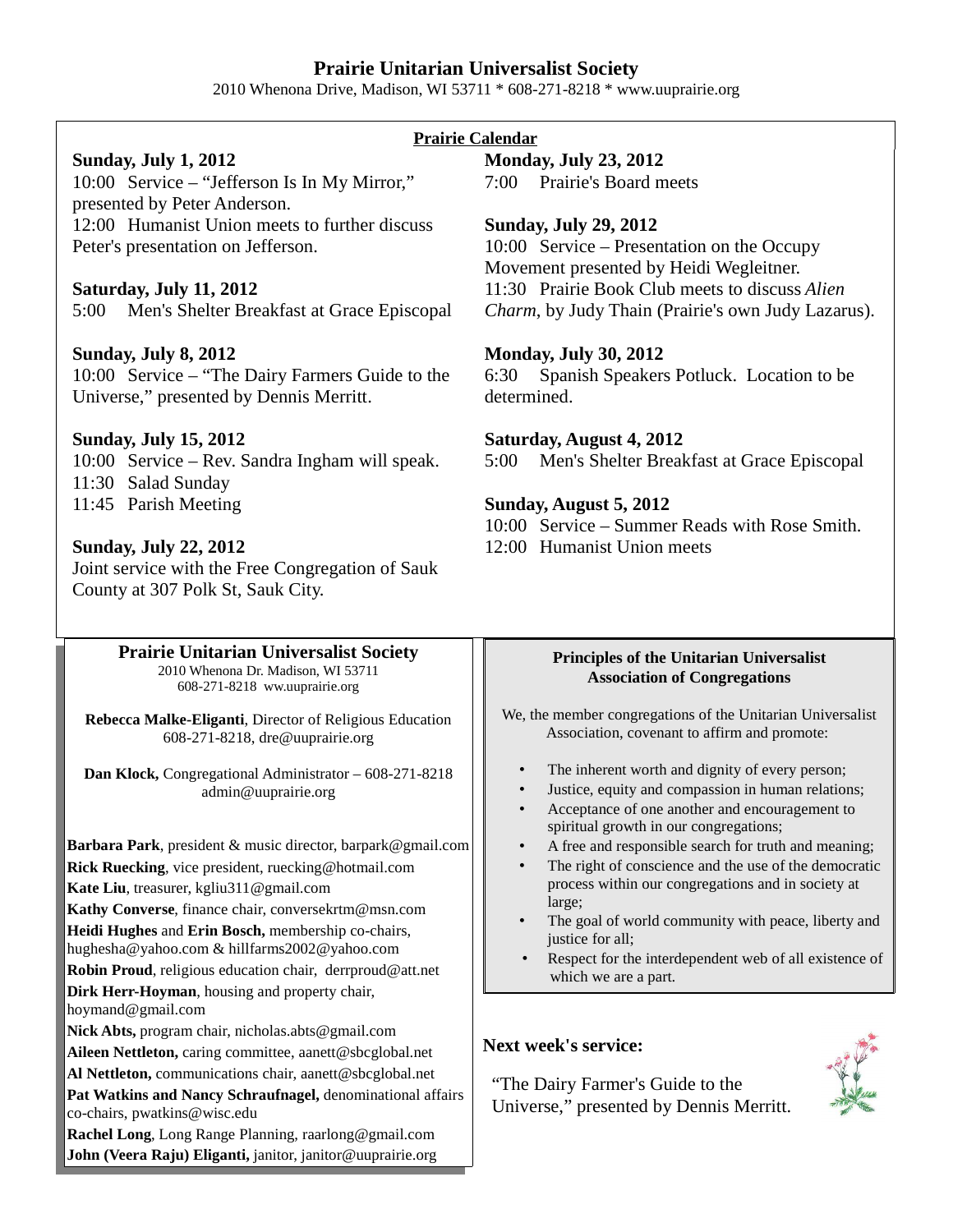# Prairie Unitarian Universalist Society

2010 Whenona Drive, Madison, WI 53711 * 608-271-8218 * www.uuprairie.org

## Prairie Calendar

**Sunday, July 1, 2012**
10:00 Service – "Jefferson Is In My Mirror," presented by Peter Anderson.
12:00 Humanist Union meets to further discuss Peter's presentation on Jefferson.

**Saturday, July 11, 2012**
5:00 Men's Shelter Breakfast at Grace Episcopal

**Sunday, July 8, 2012**
10:00 Service – "The Dairy Farmers Guide to the Universe," presented by Dennis Merritt.

**Sunday, July 15, 2012**
10:00 Service – Rev. Sandra Ingham will speak.
11:30 Salad Sunday
11:45 Parish Meeting

**Sunday, July 22, 2012**
Joint service with the Free Congregation of Sauk County at 307 Polk St, Sauk City.

**Monday, July 23, 2012**
7:00 Prairie's Board meets

**Sunday, July 29, 2012**
10:00 Service – Presentation on the Occupy Movement presented by Heidi Wegleitner.
11:30 Prairie Book Club meets to discuss *Alien Charm*, by Judy Thain (Prairie's own Judy Lazarus).

**Monday, July 30, 2012**
6:30 Spanish Speakers Potluck. Location to be determined.

**Saturday, August 4, 2012**
5:00 Men's Shelter Breakfast at Grace Episcopal

**Sunday, August 5, 2012**
10:00 Service – Summer Reads with Rose Smith.
12:00 Humanist Union meets

### Prairie Unitarian Universalist Society

2010 Whenona Dr. Madison, WI 53711
608-271-8218 ww.uuprairie.org

**Rebecca Malke-Eliganti**, Director of Religious Education 608-271-8218, dre@uuprairie.org

**Dan Klock,** Congregational Administrator – 608-271-8218 admin@uuprairie.org

**Barbara Park**, president & music director, barpark@gmail.com
**Rick Ruecking**, vice president, ruecking@hotmail.com
**Kate Liu**, treasurer, kgliu311@gmail.com
**Kathy Converse**, finance chair, conversekrtm@msn.com
**Heidi Hughes** and **Erin Bosch,** membership co-chairs, hughesha@yahoo.com & hillfarms2002@yahoo.com
**Robin Proud**, religious education chair, derrproud@att.net
**Dirk Herr-Hoyman**, housing and property chair, hoymand@gmail.com
**Nick Abts,** program chair, nicholas.abts@gmail.com
**Aileen Nettleton,** caring committee, aanett@sbcglobal.net
**Al Nettleton,** communications chair, aanett@sbcglobal.net
**Pat Watkins and Nancy Schraufnagel,** denominational affairs co-chairs, pwatkins@wisc.edu
**Rachel Long**, Long Range Planning, raarlong@gmail.com
**John (Veera Raju) Eliganti,** janitor, janitor@uuprairie.org

### Principles of the Unitarian Universalist Association of Congregations

We, the member congregations of the Unitarian Universalist Association, covenant to affirm and promote:

- The inherent worth and dignity of every person;
- Justice, equity and compassion in human relations;
- Acceptance of one another and encouragement to spiritual growth in our congregations;
- A free and responsible search for truth and meaning;
- The right of conscience and the use of the democratic process within our congregations and in society at large;
- The goal of world community with peace, liberty and justice for all;
- Respect for the interdependent web of all existence of which we are a part.

**Next week's service:**

"The Dairy Farmer's Guide to the Universe," presented by Dennis Merritt.